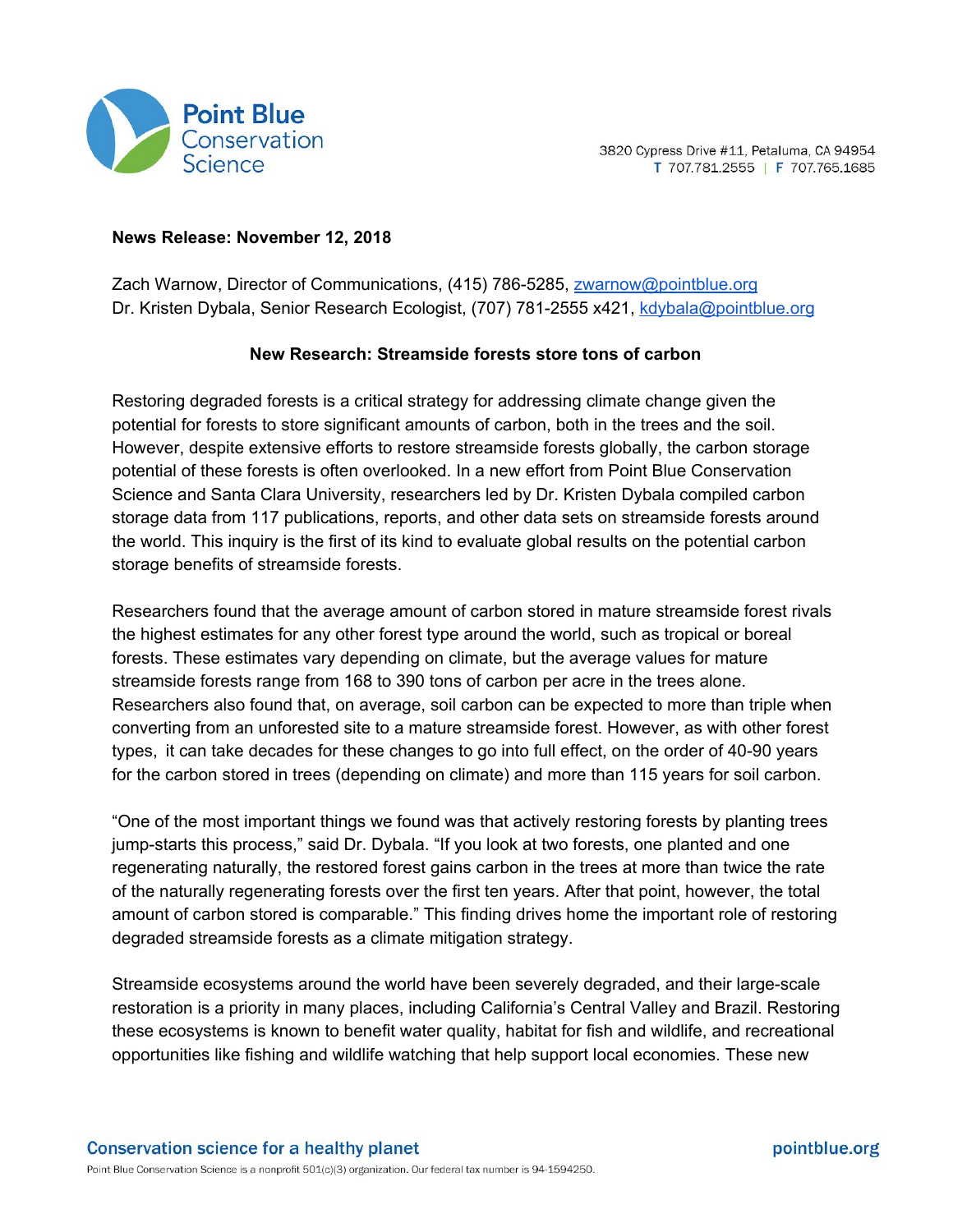Point Blue Conservation Science

3820 Cypress Drive #11, Petaluma, CA 94954
T 707.781.2555 | F 707.765.1685

**News Release: November 12, 2018**

Zach Warnow, Director of Communications, (415) 786-5285, zwarnow@pointblue.org
Dr. Kristen Dybala, Senior Research Ecologist, (707) 781-2555 x421, kdybala@pointblue.org

## New Research: Streamside forests store tons of carbon

Restoring degraded forests is a critical strategy for addressing climate change given the potential for forests to store significant amounts of carbon, both in the trees and the soil. However, despite extensive efforts to restore streamside forests globally, the carbon storage potential of these forests is often overlooked. In a new effort from Point Blue Conservation Science and Santa Clara University, researchers led by Dr. Kristen Dybala compiled carbon storage data from 117 publications, reports, and other data sets on streamside forests around the world. This inquiry is the first of its kind to evaluate global results on the potential carbon storage benefits of streamside forests.

Researchers found that the average amount of carbon stored in mature streamside forest rivals the highest estimates for any other forest type around the world, such as tropical or boreal forests. These estimates vary depending on climate, but the average values for mature streamside forests range from 168 to 390 tons of carbon per acre in the trees alone. Researchers also found that, on average, soil carbon can be expected to more than triple when converting from an unforested site to a mature streamside forest. However, as with other forest types, it can take decades for these changes to go into full effect, on the order of 40-90 years for the carbon stored in trees (depending on climate) and more than 115 years for soil carbon.

"One of the most important things we found was that actively restoring forests by planting trees jump-starts this process," said Dr. Dybala. "If you look at two forests, one planted and one regenerating naturally, the restored forest gains carbon in the trees at more than twice the rate of the naturally regenerating forests over the first ten years. After that point, however, the total amount of carbon stored is comparable." This finding drives home the important role of restoring degraded streamside forests as a climate mitigation strategy.

Streamside ecosystems around the world have been severely degraded, and their large-scale restoration is a priority in many places, including California's Central Valley and Brazil. Restoring these ecosystems is known to benefit water quality, habitat for fish and wildlife, and recreational opportunities like fishing and wildlife watching that help support local economies. These new

Conservation science for a healthy planet — pointblue.org

Point Blue Conservation Science is a nonprofit 501(c)(3) organization. Our federal tax number is 94-1594250.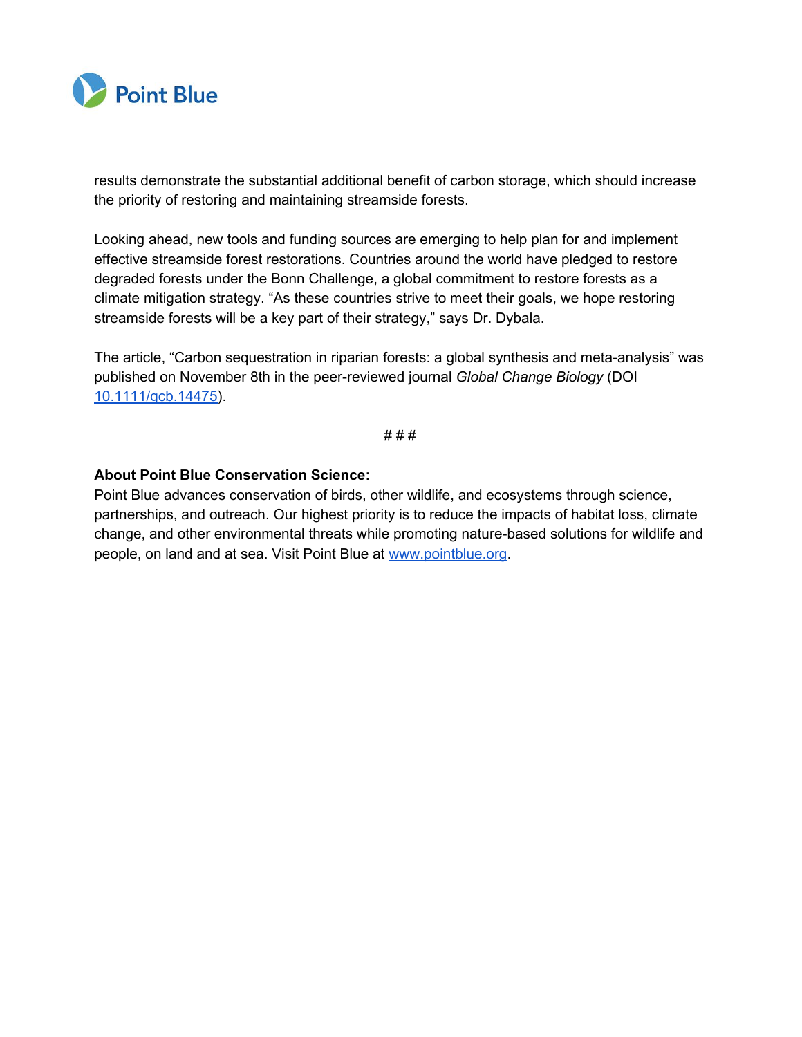results demonstrate the substantial additional benefit of carbon storage, which should increase the priority of restoring and maintaining streamside forests.

Looking ahead, new tools and funding sources are emerging to help plan for and implement effective streamside forest restorations. Countries around the world have pledged to restore degraded forests under the Bonn Challenge, a global commitment to restore forests as a climate mitigation strategy. “As these countries strive to meet their goals, we hope restoring streamside forests will be a key part of their strategy,” says Dr. Dybala.

The article, “Carbon sequestration in riparian forests: a global synthesis and meta-analysis” was published on November 8th in the peer-reviewed journal *Global Change Biology* (DOI [10.1111/gcb.14475](https://doi.org/10.1111/gcb.14475)).

# # #

**About Point Blue Conservation Science:**
Point Blue advances conservation of birds, other wildlife, and ecosystems through science, partnerships, and outreach. Our highest priority is to reduce the impacts of habitat loss, climate change, and other environmental threats while promoting nature-based solutions for wildlife and people, on land and at sea. Visit Point Blue at [www.pointblue.org](http://www.pointblue.org).